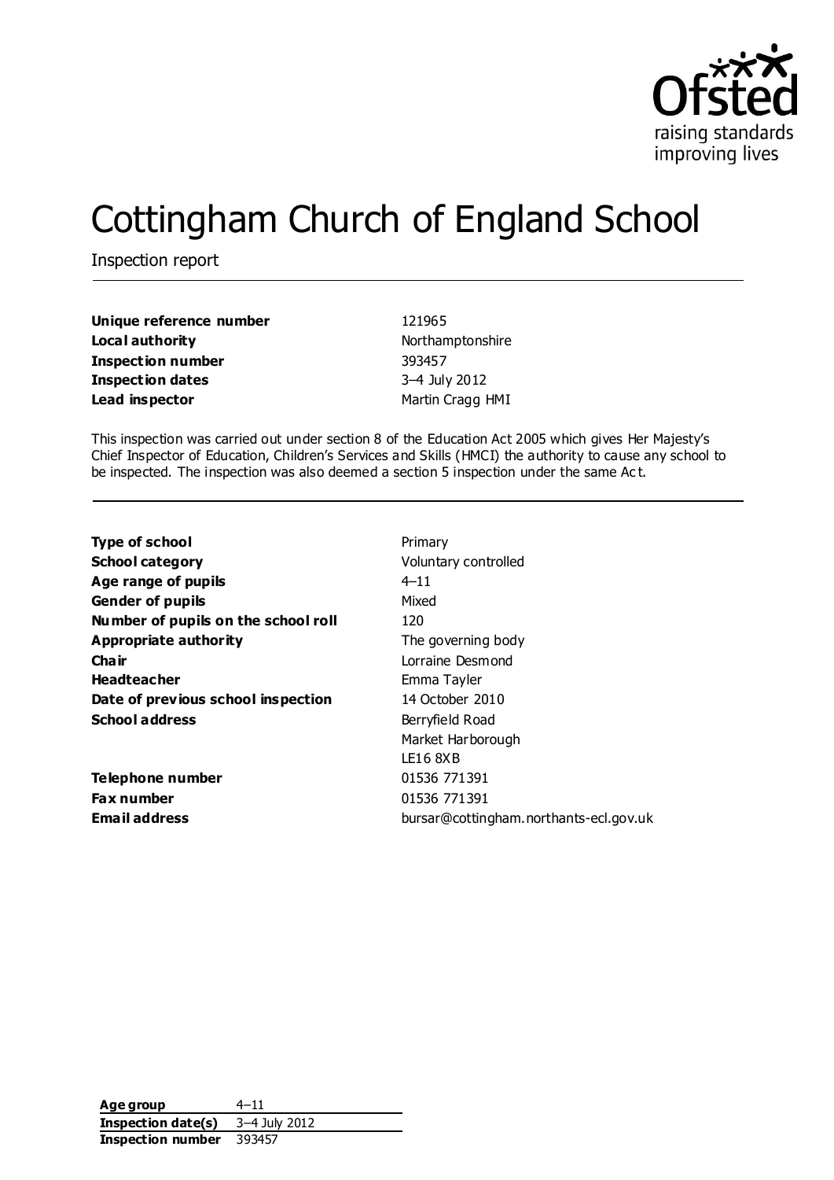# Cottingham Church of England School

Inspection report

| | |
|---|---|
| **Unique reference number** | 121965 |
| **Local authority** | Northamptonshire |
| **Inspection number** | 393457 |
| **Inspection dates** | 3–4 July 2012 |
| **Lead inspector** | Martin Cragg HMI |

This inspection was carried out under section 8 of the Education Act 2005 which gives Her Majesty's Chief Inspector of Education, Children's Services and Skills (HMCI) the authority to cause any school to be inspected. The inspection was also deemed a section 5 inspection under the same Act.

| | |
|---|---|
| **Type of school** | Primary |
| **School category** | Voluntary controlled |
| **Age range of pupils** | 4–11 |
| **Gender of pupils** | Mixed |
| **Number of pupils on the school roll** | 120 |
| **Appropriate authority** | The governing body |
| **Chair** | Lorraine Desmond |
| **Headteacher** | Emma Tayler |
| **Date of previous school inspection** | 14 October 2010 |
| **School address** | Berryfield Road<br>Market Harborough<br>LE16 8XB |
| **Telephone number** | 01536 771391 |
| **Fax number** | 01536 771391 |
| **Email address** | bursar@cottingham.northants-ecl.gov.uk |

| | |
|---|---|
| **Age group** | 4–11 |
| **Inspection date(s)** | 3–4 July 2012 |
| **Inspection number** | 393457 |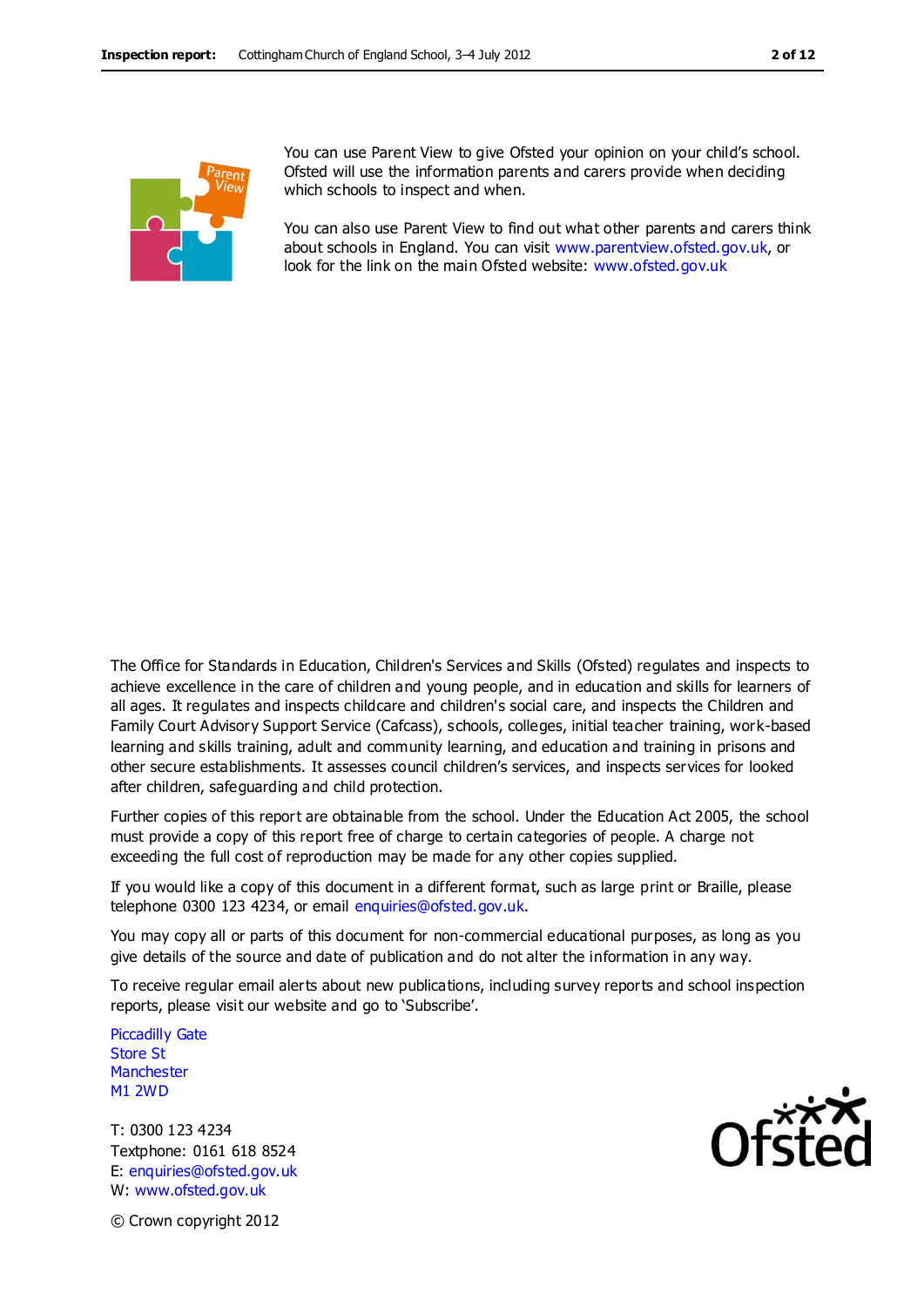You can use Parent View to give Ofsted your opinion on your child's school. Ofsted will use the information parents and carers provide when deciding which schools to inspect and when.

You can also use Parent View to find out what other parents and carers think about schools in England. You can visit www.parentview.ofsted.gov.uk, or look for the link on the main Ofsted website: www.ofsted.gov.uk

The Office for Standards in Education, Children's Services and Skills (Ofsted) regulates and inspects to achieve excellence in the care of children and young people, and in education and skills for learners of all ages. It regulates and inspects childcare and children's social care, and inspects the Children and Family Court Advisory Support Service (Cafcass), schools, colleges, initial teacher training, work-based learning and skills training, adult and community learning, and education and training in prisons and other secure establishments. It assesses council children's services, and inspects services for looked after children, safeguarding and child protection.

Further copies of this report are obtainable from the school. Under the Education Act 2005, the school must provide a copy of this report free of charge to certain categories of people. A charge not exceeding the full cost of reproduction may be made for any other copies supplied.

If you would like a copy of this document in a different format, such as large print or Braille, please telephone 0300 123 4234, or email enquiries@ofsted.gov.uk.

You may copy all or parts of this document for non-commercial educational purposes, as long as you give details of the source and date of publication and do not alter the information in any way.

To receive regular email alerts about new publications, including survey reports and school inspection reports, please visit our website and go to 'Subscribe'.

Piccadilly Gate
Store St
Manchester
M1 2WD

T: 0300 123 4234
Textphone: 0161 618 8524
E: enquiries@ofsted.gov.uk
W: www.ofsted.gov.uk

© Crown copyright 2012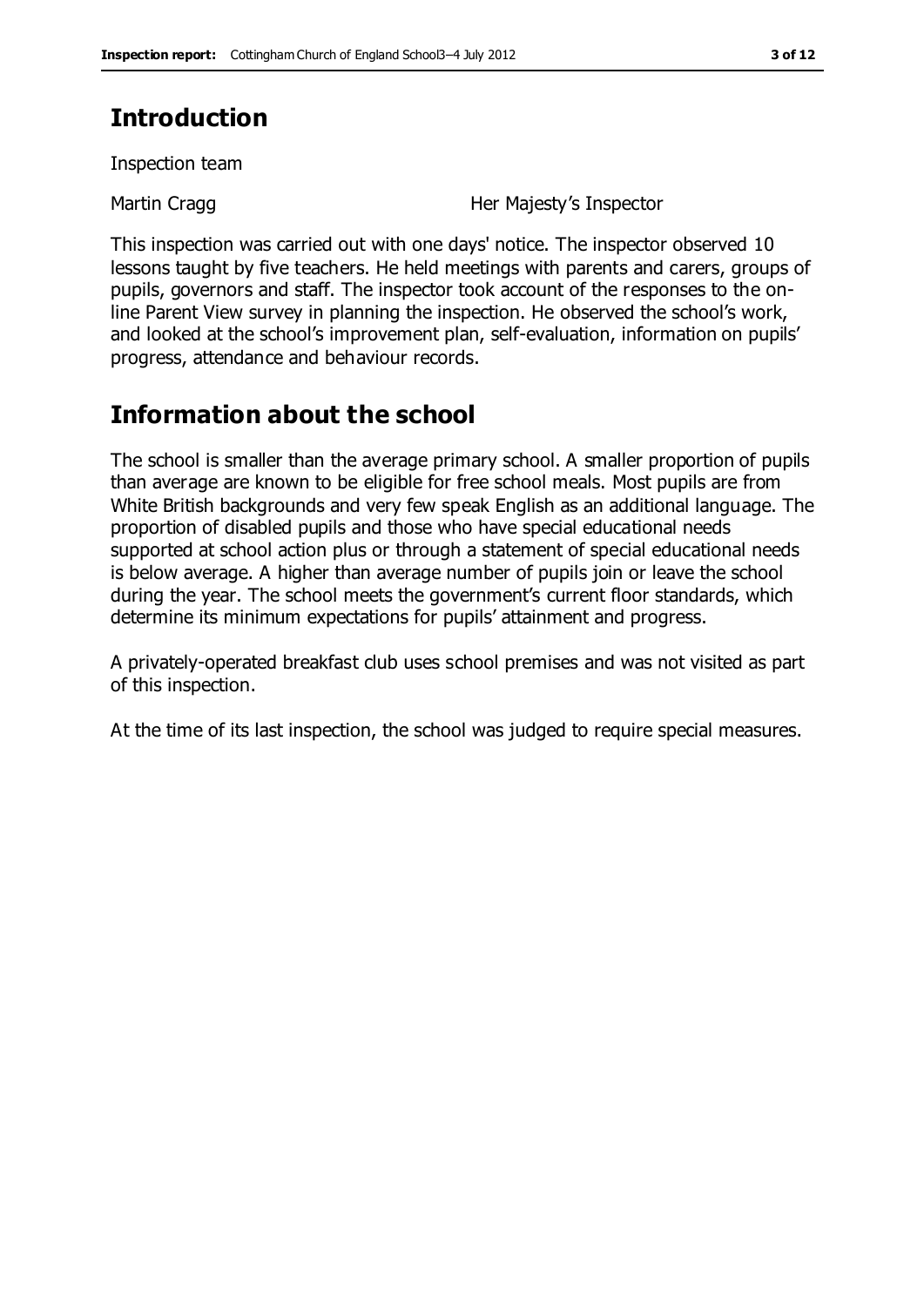# Introduction

Inspection team

| Martin Cragg | Her Majesty's Inspector |
| --- | --- |

This inspection was carried out with one days' notice. The inspector observed 10 lessons taught by five teachers. He held meetings with parents and carers, groups of pupils, governors and staff. The inspector took account of the responses to the on-line Parent View survey in planning the inspection. He observed the school's work, and looked at the school's improvement plan, self-evaluation, information on pupils' progress, attendance and behaviour records.

# Information about the school

The school is smaller than the average primary school. A smaller proportion of pupils than average are known to be eligible for free school meals. Most pupils are from White British backgrounds and very few speak English as an additional language. The proportion of disabled pupils and those who have special educational needs supported at school action plus or through a statement of special educational needs is below average. A higher than average number of pupils join or leave the school during the year. The school meets the government's current floor standards, which determine its minimum expectations for pupils' attainment and progress.

A privately-operated breakfast club uses school premises and was not visited as part of this inspection.

At the time of its last inspection, the school was judged to require special measures.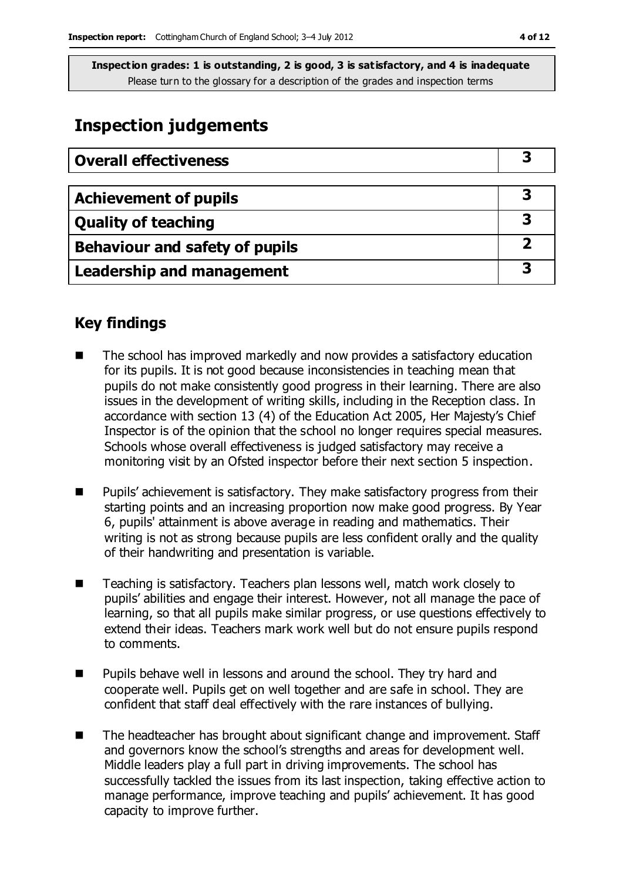**Inspection grades: 1 is outstanding, 2 is good, 3 is satisfactory, and 4 is inadequate**
Please turn to the glossary for a description of the grades and inspection terms

# Inspection judgements

| Overall effectiveness | 3 |
|---|---|

| Achievement of pupils | 3 |
|---|---|
| Quality of teaching | 3 |
| Behaviour and safety of pupils | 2 |
| Leadership and management | 3 |

## Key findings

- The school has improved markedly and now provides a satisfactory education for its pupils. It is not good because inconsistencies in teaching mean that pupils do not make consistently good progress in their learning. There are also issues in the development of writing skills, including in the Reception class. In accordance with section 13 (4) of the Education Act 2005, Her Majesty's Chief Inspector is of the opinion that the school no longer requires special measures. Schools whose overall effectiveness is judged satisfactory may receive a monitoring visit by an Ofsted inspector before their next section 5 inspection.
- Pupils' achievement is satisfactory. They make satisfactory progress from their starting points and an increasing proportion now make good progress. By Year 6, pupils' attainment is above average in reading and mathematics. Their writing is not as strong because pupils are less confident orally and the quality of their handwriting and presentation is variable.
- Teaching is satisfactory. Teachers plan lessons well, match work closely to pupils' abilities and engage their interest. However, not all manage the pace of learning, so that all pupils make similar progress, or use questions effectively to extend their ideas. Teachers mark work well but do not ensure pupils respond to comments.
- Pupils behave well in lessons and around the school. They try hard and cooperate well. Pupils get on well together and are safe in school. They are confident that staff deal effectively with the rare instances of bullying.
- The headteacher has brought about significant change and improvement. Staff and governors know the school's strengths and areas for development well. Middle leaders play a full part in driving improvements. The school has successfully tackled the issues from its last inspection, taking effective action to manage performance, improve teaching and pupils' achievement. It has good capacity to improve further.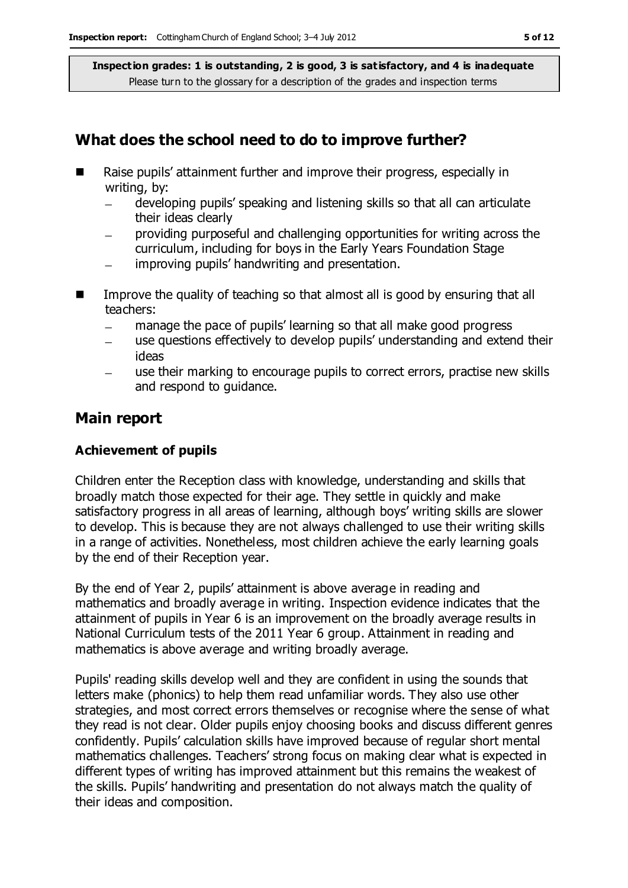**Inspection grades: 1 is outstanding, 2 is good, 3 is satisfactory, and 4 is inadequate**
Please turn to the glossary for a description of the grades and inspection terms

## What does the school need to do to improve further?

- Raise pupils' attainment further and improve their progress, especially in writing, by:
  - developing pupils' speaking and listening skills so that all can articulate their ideas clearly
  - providing purposeful and challenging opportunities for writing across the curriculum, including for boys in the Early Years Foundation Stage
  - improving pupils' handwriting and presentation.
- Improve the quality of teaching so that almost all is good by ensuring that all teachers:
  - manage the pace of pupils' learning so that all make good progress
  - use questions effectively to develop pupils' understanding and extend their ideas
  - use their marking to encourage pupils to correct errors, practise new skills and respond to guidance.

## Main report

### Achievement of pupils

Children enter the Reception class with knowledge, understanding and skills that broadly match those expected for their age. They settle in quickly and make satisfactory progress in all areas of learning, although boys' writing skills are slower to develop. This is because they are not always challenged to use their writing skills in a range of activities. Nonetheless, most children achieve the early learning goals by the end of their Reception year.

By the end of Year 2, pupils' attainment is above average in reading and mathematics and broadly average in writing. Inspection evidence indicates that the attainment of pupils in Year 6 is an improvement on the broadly average results in National Curriculum tests of the 2011 Year 6 group. Attainment in reading and mathematics is above average and writing broadly average.

Pupils' reading skills develop well and they are confident in using the sounds that letters make (phonics) to help them read unfamiliar words. They also use other strategies, and most correct errors themselves or recognise where the sense of what they read is not clear. Older pupils enjoy choosing books and discuss different genres confidently. Pupils' calculation skills have improved because of regular short mental mathematics challenges. Teachers' strong focus on making clear what is expected in different types of writing has improved attainment but this remains the weakest of the skills. Pupils' handwriting and presentation do not always match the quality of their ideas and composition.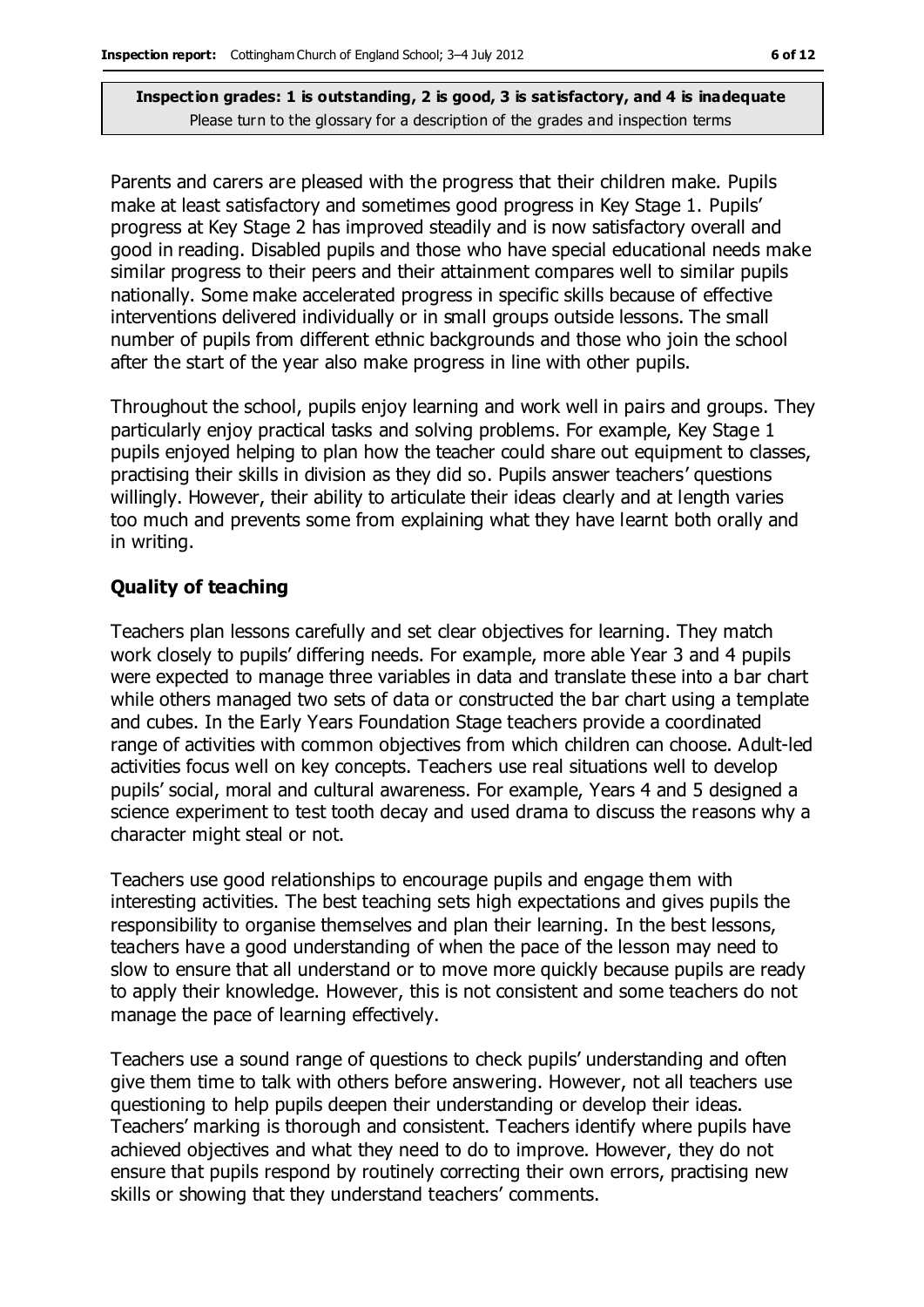Parents and carers are pleased with the progress that their children make. Pupils make at least satisfactory and sometimes good progress in Key Stage 1. Pupils' progress at Key Stage 2 has improved steadily and is now satisfactory overall and good in reading. Disabled pupils and those who have special educational needs make similar progress to their peers and their attainment compares well to similar pupils nationally. Some make accelerated progress in specific skills because of effective interventions delivered individually or in small groups outside lessons. The small number of pupils from different ethnic backgrounds and those who join the school after the start of the year also make progress in line with other pupils.

Throughout the school, pupils enjoy learning and work well in pairs and groups. They particularly enjoy practical tasks and solving problems. For example, Key Stage 1 pupils enjoyed helping to plan how the teacher could share out equipment to classes, practising their skills in division as they did so. Pupils answer teachers' questions willingly. However, their ability to articulate their ideas clearly and at length varies too much and prevents some from explaining what they have learnt both orally and in writing.

### Quality of teaching

Teachers plan lessons carefully and set clear objectives for learning. They match work closely to pupils' differing needs. For example, more able Year 3 and 4 pupils were expected to manage three variables in data and translate these into a bar chart while others managed two sets of data or constructed the bar chart using a template and cubes. In the Early Years Foundation Stage teachers provide a coordinated range of activities with common objectives from which children can choose. Adult-led activities focus well on key concepts. Teachers use real situations well to develop pupils' social, moral and cultural awareness. For example, Years 4 and 5 designed a science experiment to test tooth decay and used drama to discuss the reasons why a character might steal or not.

Teachers use good relationships to encourage pupils and engage them with interesting activities. The best teaching sets high expectations and gives pupils the responsibility to organise themselves and plan their learning. In the best lessons, teachers have a good understanding of when the pace of the lesson may need to slow to ensure that all understand or to move more quickly because pupils are ready to apply their knowledge. However, this is not consistent and some teachers do not manage the pace of learning effectively.

Teachers use a sound range of questions to check pupils' understanding and often give them time to talk with others before answering. However, not all teachers use questioning to help pupils deepen their understanding or develop their ideas. Teachers' marking is thorough and consistent. Teachers identify where pupils have achieved objectives and what they need to do to improve. However, they do not ensure that pupils respond by routinely correcting their own errors, practising new skills or showing that they understand teachers' comments.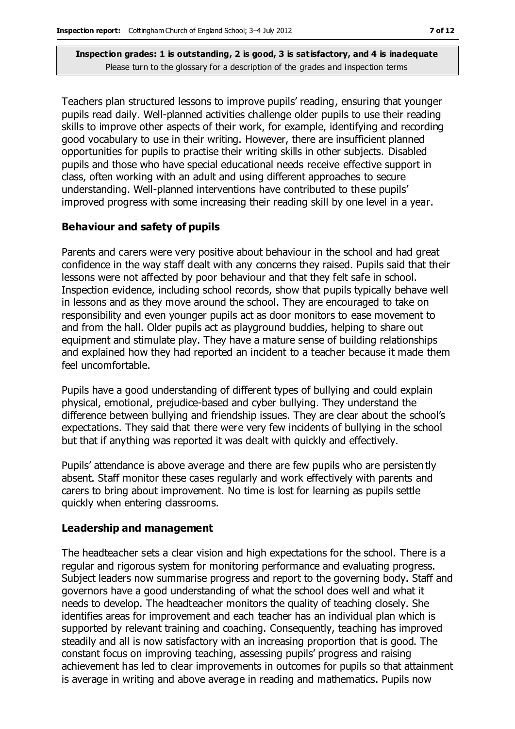**Inspection grades: 1 is outstanding, 2 is good, 3 is satisfactory, and 4 is inadequate**
Please turn to the glossary for a description of the grades and inspection terms

Teachers plan structured lessons to improve pupils' reading, ensuring that younger pupils read daily. Well-planned activities challenge older pupils to use their reading skills to improve other aspects of their work, for example, identifying and recording good vocabulary to use in their writing. However, there are insufficient planned opportunities for pupils to practise their writing skills in other subjects. Disabled pupils and those who have special educational needs receive effective support in class, often working with an adult and using different approaches to secure understanding. Well-planned interventions have contributed to these pupils' improved progress with some increasing their reading skill by one level in a year.

### Behaviour and safety of pupils

Parents and carers were very positive about behaviour in the school and had great confidence in the way staff dealt with any concerns they raised. Pupils said that their lessons were not affected by poor behaviour and that they felt safe in school. Inspection evidence, including school records, show that pupils typically behave well in lessons and as they move around the school. They are encouraged to take on responsibility and even younger pupils act as door monitors to ease movement to and from the hall. Older pupils act as playground buddies, helping to share out equipment and stimulate play. They have a mature sense of building relationships and explained how they had reported an incident to a teacher because it made them feel uncomfortable.

Pupils have a good understanding of different types of bullying and could explain physical, emotional, prejudice-based and cyber bullying. They understand the difference between bullying and friendship issues. They are clear about the school's expectations. They said that there were very few incidents of bullying in the school but that if anything was reported it was dealt with quickly and effectively.

Pupils' attendance is above average and there are few pupils who are persistently absent. Staff monitor these cases regularly and work effectively with parents and carers to bring about improvement. No time is lost for learning as pupils settle quickly when entering classrooms.

### Leadership and management

The headteacher sets a clear vision and high expectations for the school. There is a regular and rigorous system for monitoring performance and evaluating progress. Subject leaders now summarise progress and report to the governing body. Staff and governors have a good understanding of what the school does well and what it needs to develop. The headteacher monitors the quality of teaching closely. She identifies areas for improvement and each teacher has an individual plan which is supported by relevant training and coaching. Consequently, teaching has improved steadily and all is now satisfactory with an increasing proportion that is good. The constant focus on improving teaching, assessing pupils' progress and raising achievement has led to clear improvements in outcomes for pupils so that attainment is average in writing and above average in reading and mathematics. Pupils now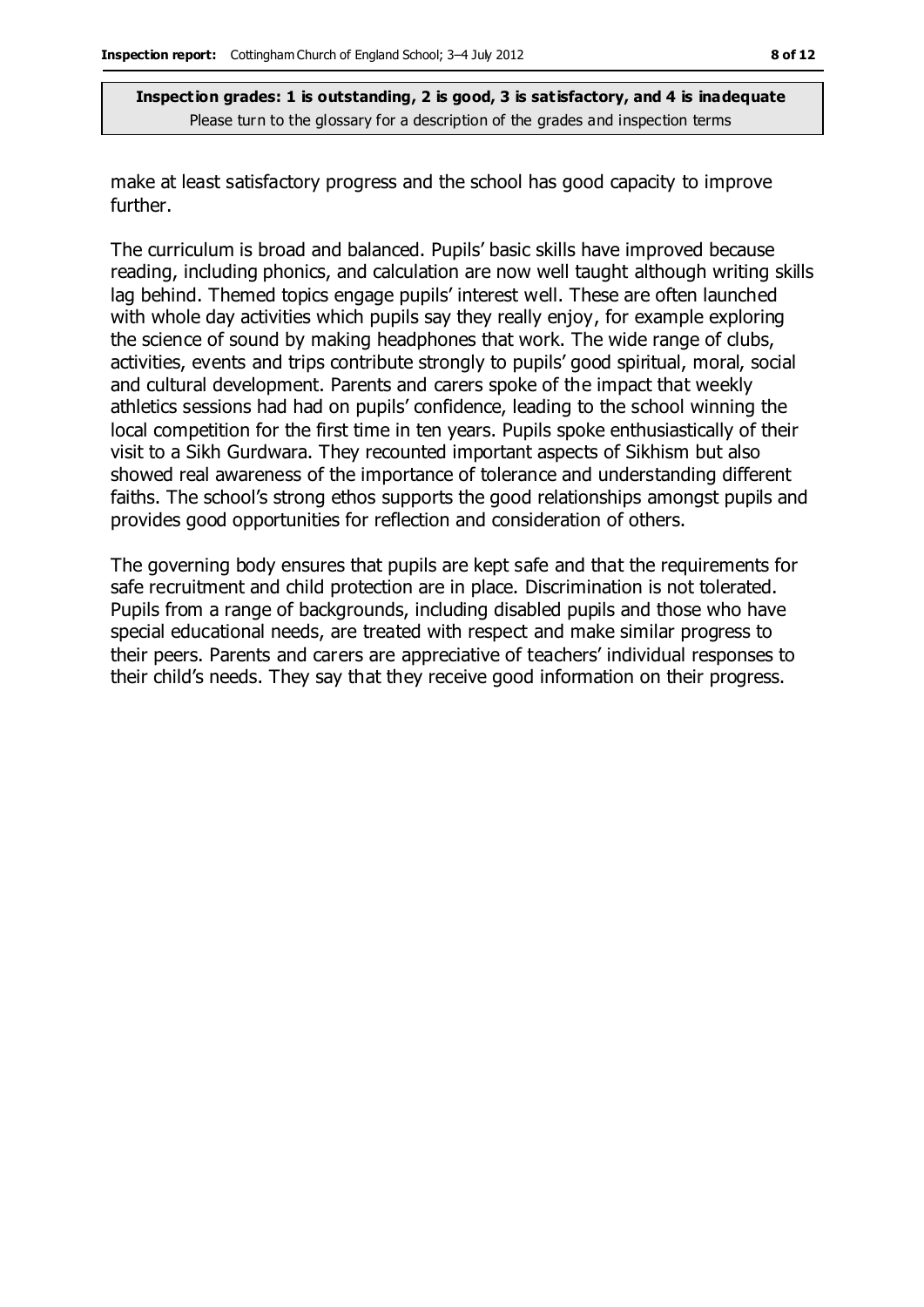make at least satisfactory progress and the school has good capacity to improve further.

The curriculum is broad and balanced. Pupils' basic skills have improved because reading, including phonics, and calculation are now well taught although writing skills lag behind. Themed topics engage pupils' interest well. These are often launched with whole day activities which pupils say they really enjoy, for example exploring the science of sound by making headphones that work. The wide range of clubs, activities, events and trips contribute strongly to pupils' good spiritual, moral, social and cultural development. Parents and carers spoke of the impact that weekly athletics sessions had had on pupils' confidence, leading to the school winning the local competition for the first time in ten years. Pupils spoke enthusiastically of their visit to a Sikh Gurdwara. They recounted important aspects of Sikhism but also showed real awareness of the importance of tolerance and understanding different faiths. The school's strong ethos supports the good relationships amongst pupils and provides good opportunities for reflection and consideration of others.

The governing body ensures that pupils are kept safe and that the requirements for safe recruitment and child protection are in place. Discrimination is not tolerated. Pupils from a range of backgrounds, including disabled pupils and those who have special educational needs, are treated with respect and make similar progress to their peers. Parents and carers are appreciative of teachers' individual responses to their child's needs. They say that they receive good information on their progress.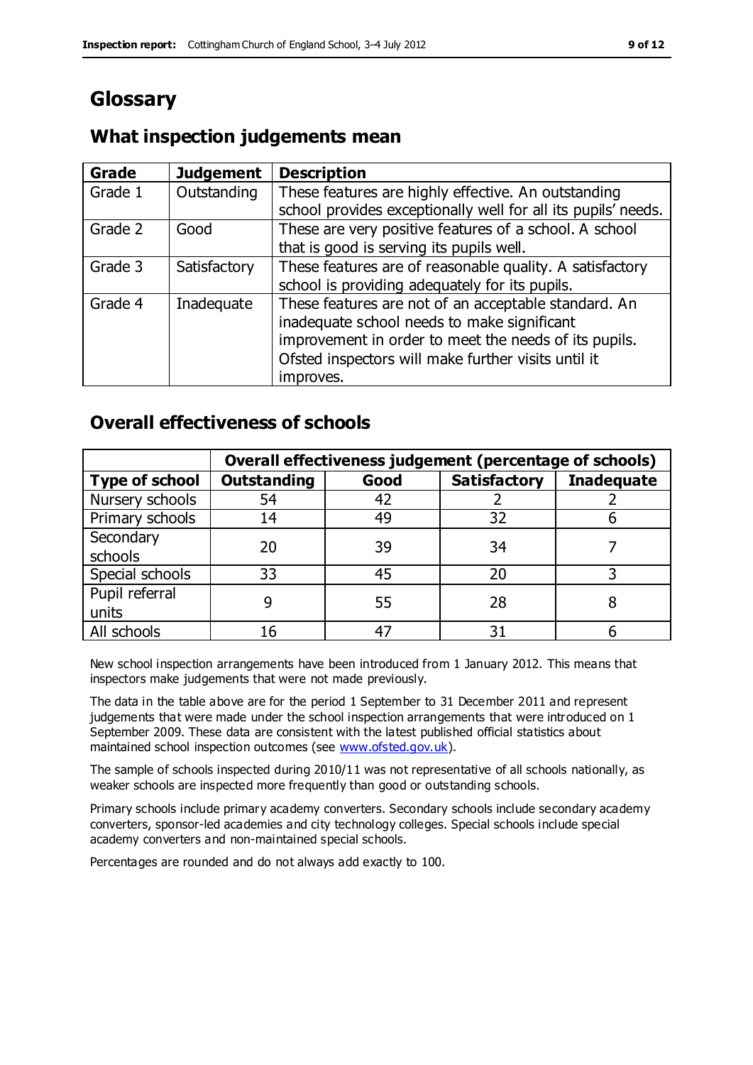# Glossary

## What inspection judgements mean

| Grade | Judgement | Description |
|---|---|---|
| Grade 1 | Outstanding | These features are highly effective. An outstanding school provides exceptionally well for all its pupils' needs. |
| Grade 2 | Good | These are very positive features of a school. A school that is good is serving its pupils well. |
| Grade 3 | Satisfactory | These features are of reasonable quality. A satisfactory school is providing adequately for its pupils. |
| Grade 4 | Inadequate | These features are not of an acceptable standard. An inadequate school needs to make significant improvement in order to meet the needs of its pupils. Ofsted inspectors will make further visits until it improves. |

## Overall effectiveness of schools

| | Overall effectiveness judgement (percentage of schools) | | | |
|---|---|---|---|---|
| **Type of school** | **Outstanding** | **Good** | **Satisfactory** | **Inadequate** |
| Nursery schools | 54 | 42 | 2 | 2 |
| Primary schools | 14 | 49 | 32 | 6 |
| Secondary schools | 20 | 39 | 34 | 7 |
| Special schools | 33 | 45 | 20 | 3 |
| Pupil referral units | 9 | 55 | 28 | 8 |
| All schools | 16 | 47 | 31 | 6 |

New school inspection arrangements have been introduced from 1 January 2012. This means that inspectors make judgements that were not made previously.

The data in the table above are for the period 1 September to 31 December 2011 and represent judgements that were made under the school inspection arrangements that were introduced on 1 September 2009. These data are consistent with the latest published official statistics about maintained school inspection outcomes (see www.ofsted.gov.uk).

The sample of schools inspected during 2010/11 was not representative of all schools nationally, as weaker schools are inspected more frequently than good or outstanding schools.

Primary schools include primary academy converters. Secondary schools include secondary academy converters, sponsor-led academies and city technology colleges. Special schools include special academy converters and non-maintained special schools.

Percentages are rounded and do not always add exactly to 100.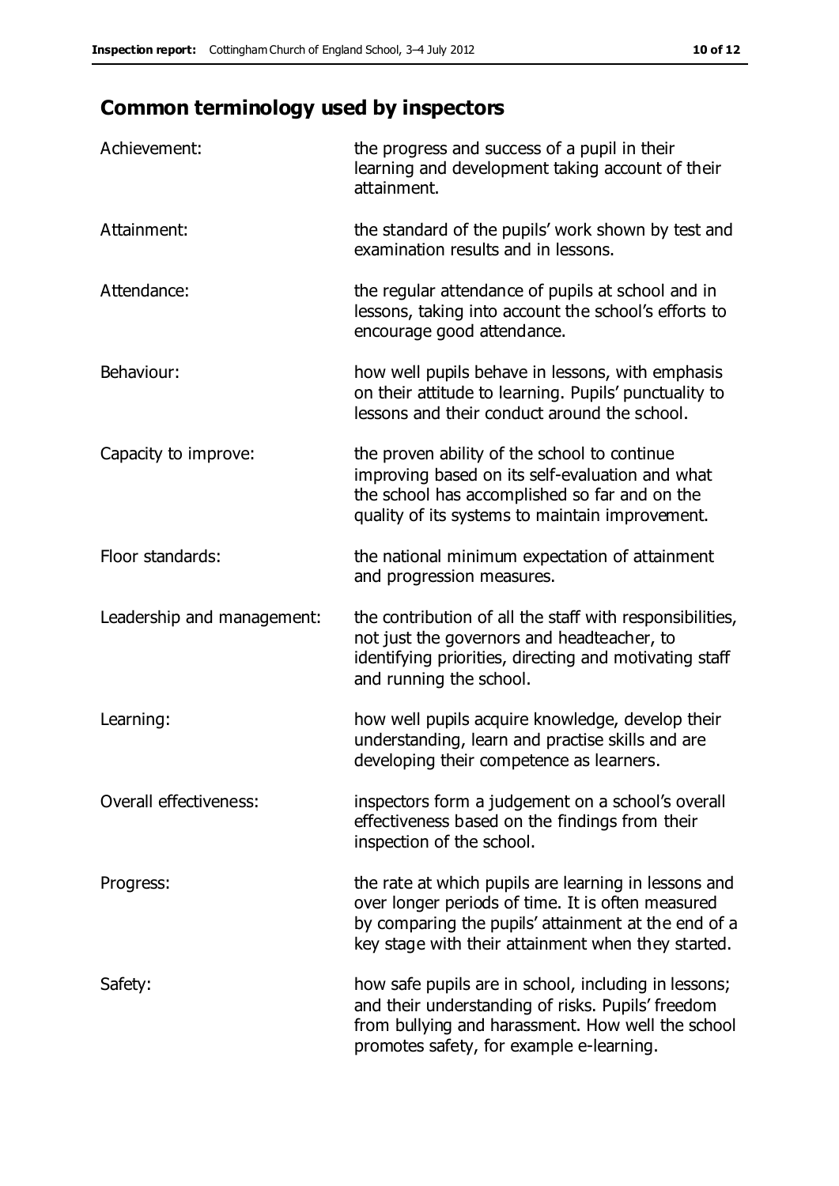## Common terminology used by inspectors

| | |
|---|---|
| Achievement: | the progress and success of a pupil in their learning and development taking account of their attainment. |
| Attainment: | the standard of the pupils' work shown by test and examination results and in lessons. |
| Attendance: | the regular attendance of pupils at school and in lessons, taking into account the school's efforts to encourage good attendance. |
| Behaviour: | how well pupils behave in lessons, with emphasis on their attitude to learning. Pupils' punctuality to lessons and their conduct around the school. |
| Capacity to improve: | the proven ability of the school to continue improving based on its self-evaluation and what the school has accomplished so far and on the quality of its systems to maintain improvement. |
| Floor standards: | the national minimum expectation of attainment and progression measures. |
| Leadership and management: | the contribution of all the staff with responsibilities, not just the governors and headteacher, to identifying priorities, directing and motivating staff and running the school. |
| Learning: | how well pupils acquire knowledge, develop their understanding, learn and practise skills and are developing their competence as learners. |
| Overall effectiveness: | inspectors form a judgement on a school's overall effectiveness based on the findings from their inspection of the school. |
| Progress: | the rate at which pupils are learning in lessons and over longer periods of time. It is often measured by comparing the pupils' attainment at the end of a key stage with their attainment when they started. |
| Safety: | how safe pupils are in school, including in lessons; and their understanding of risks. Pupils' freedom from bullying and harassment. How well the school promotes safety, for example e-learning. |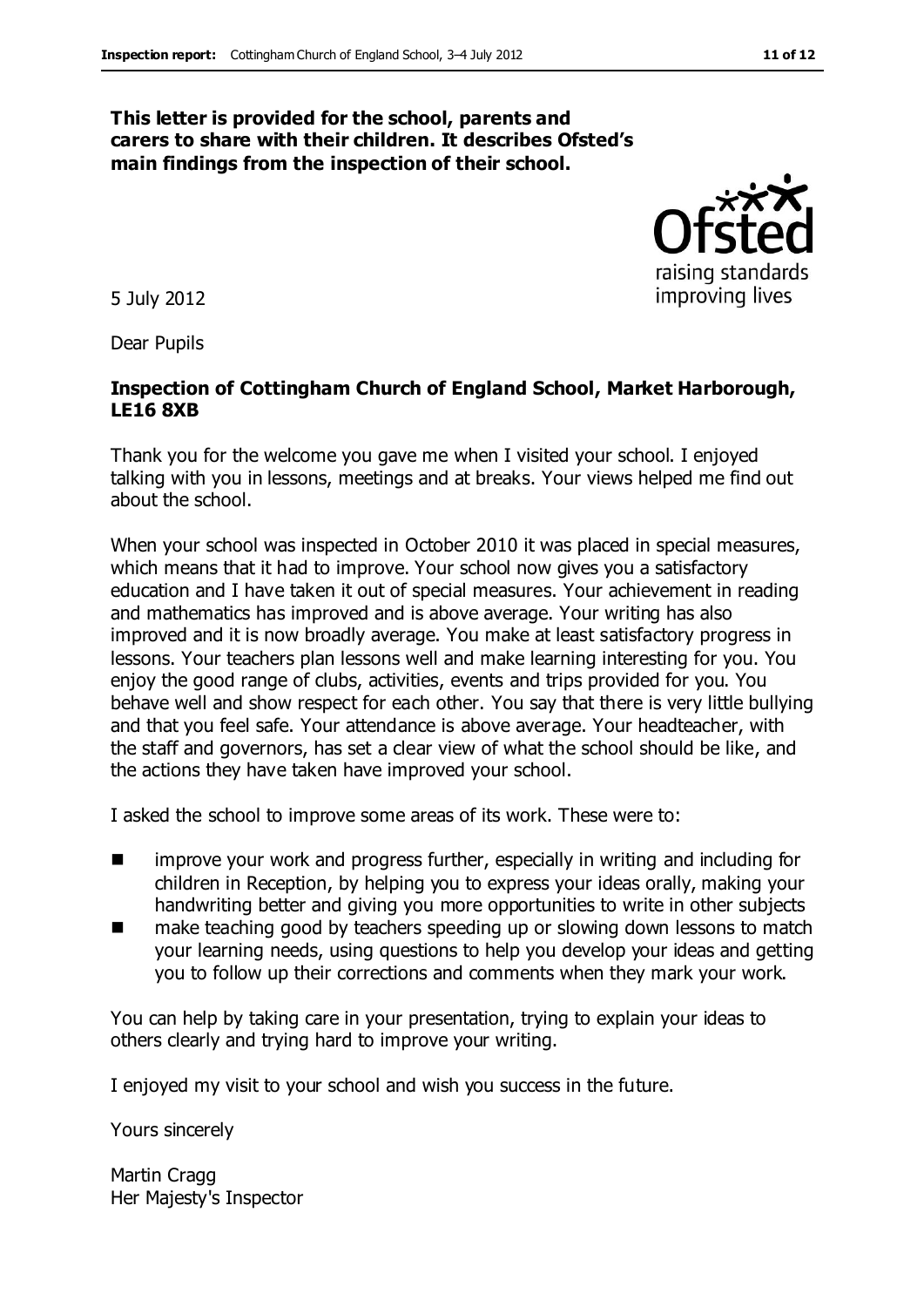**This letter is provided for the school, parents and carers to share with their children. It describes Ofsted's main findings from the inspection of their school.**

5 July 2012

Dear Pupils

**Inspection of Cottingham Church of England School, Market Harborough, LE16 8XB**

Thank you for the welcome you gave me when I visited your school. I enjoyed talking with you in lessons, meetings and at breaks. Your views helped me find out about the school.

When your school was inspected in October 2010 it was placed in special measures, which means that it had to improve. Your school now gives you a satisfactory education and I have taken it out of special measures. Your achievement in reading and mathematics has improved and is above average. Your writing has also improved and it is now broadly average. You make at least satisfactory progress in lessons. Your teachers plan lessons well and make learning interesting for you. You enjoy the good range of clubs, activities, events and trips provided for you. You behave well and show respect for each other. You say that there is very little bullying and that you feel safe. Your attendance is above average. Your headteacher, with the staff and governors, has set a clear view of what the school should be like, and the actions they have taken have improved your school.

I asked the school to improve some areas of its work. These were to:

- improve your work and progress further, especially in writing and including for children in Reception, by helping you to express your ideas orally, making your handwriting better and giving you more opportunities to write in other subjects
- make teaching good by teachers speeding up or slowing down lessons to match your learning needs, using questions to help you develop your ideas and getting you to follow up their corrections and comments when they mark your work.

You can help by taking care in your presentation, trying to explain your ideas to others clearly and trying hard to improve your writing.

I enjoyed my visit to your school and wish you success in the future.

Yours sincerely

Martin Cragg
Her Majesty's Inspector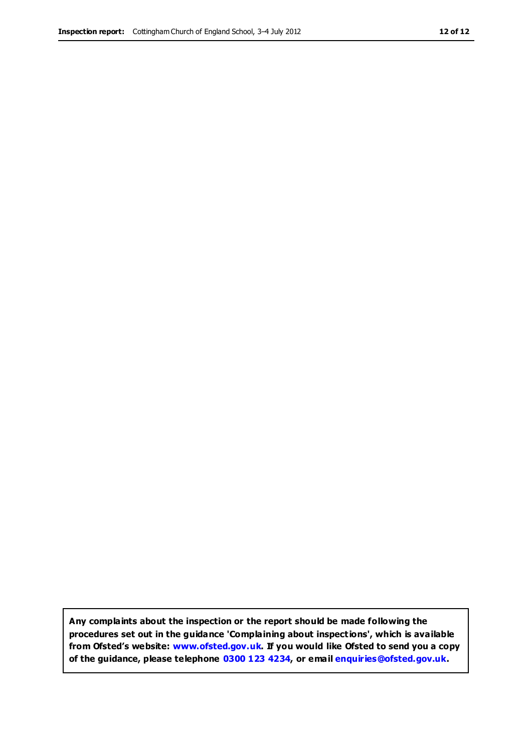**Any complaints about the inspection or the report should be made following the procedures set out in the guidance 'Complaining about inspections', which is available from Ofsted's website: www.ofsted.gov.uk. If you would like Ofsted to send you a copy of the guidance, please telephone 0300 123 4234, or email enquiries@ofsted.gov.uk.**